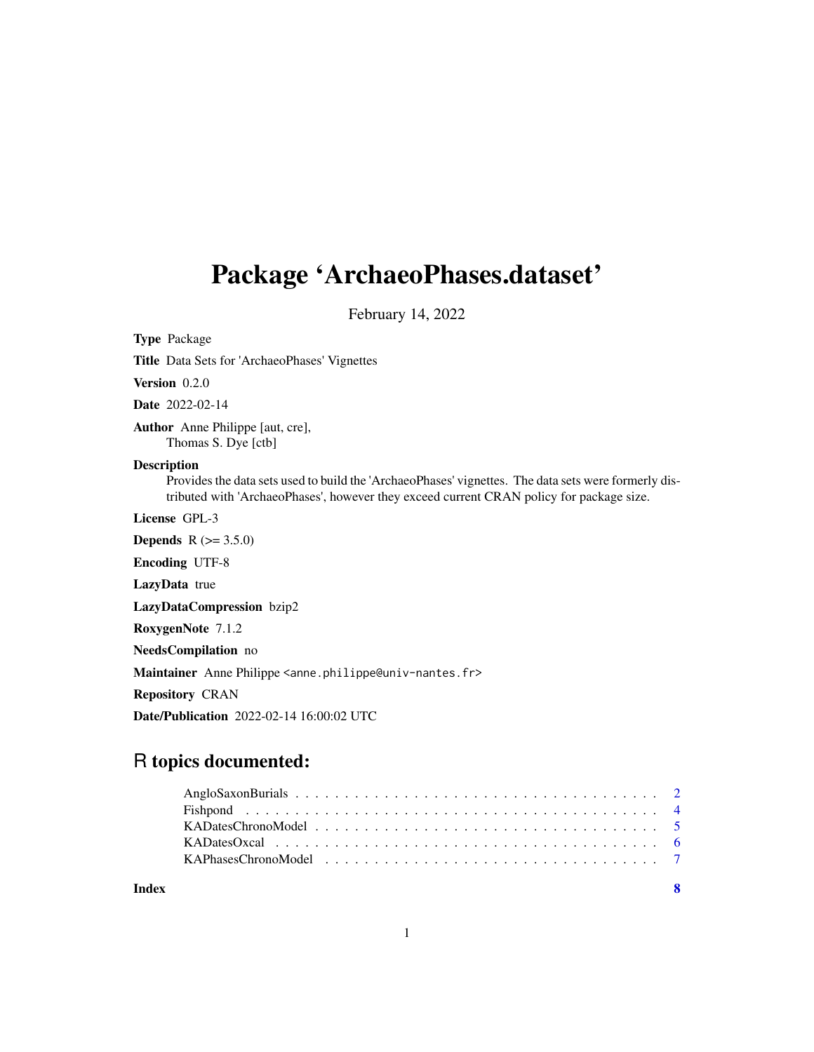# Package 'ArchaeoPhases.dataset'

February 14, 2022

**Type** Package

**Title** Data Sets for 'ArchaeoPhases' Vignettes

**Version** 0.2.0

**Date** 2022-02-14

**Author** Anne Philippe [aut, cre],
Thomas S. Dye [ctb]

**Description**
Provides the data sets used to build the 'ArchaeoPhases' vignettes. The data sets were formerly distributed with 'ArchaeoPhases', however they exceed current CRAN policy for package size.

**License** GPL-3

**Depends** R (>= 3.5.0)

**Encoding** UTF-8

**LazyData** true

**LazyDataCompression** bzip2

**RoxygenNote** 7.1.2

**NeedsCompilation** no

**Maintainer** Anne Philippe <anne.philippe@univ-nantes.fr>

**Repository** CRAN

**Date/Publication** 2022-02-14 16:00:02 UTC

## R topics documented:

AngloSaxonBurials . . . . . . . . . . . . . . . . . . . . . . . . . . . . . . . . . . 2
Fishpond . . . . . . . . . . . . . . . . . . . . . . . . . . . . . . . . . . . . . . . 4
KADatesChronoModel . . . . . . . . . . . . . . . . . . . . . . . . . . . . . . . . 5
KADatesOxcal . . . . . . . . . . . . . . . . . . . . . . . . . . . . . . . . . . . . 6
KAPhasesChronoModel . . . . . . . . . . . . . . . . . . . . . . . . . . . . . . . 7

**Index** **8**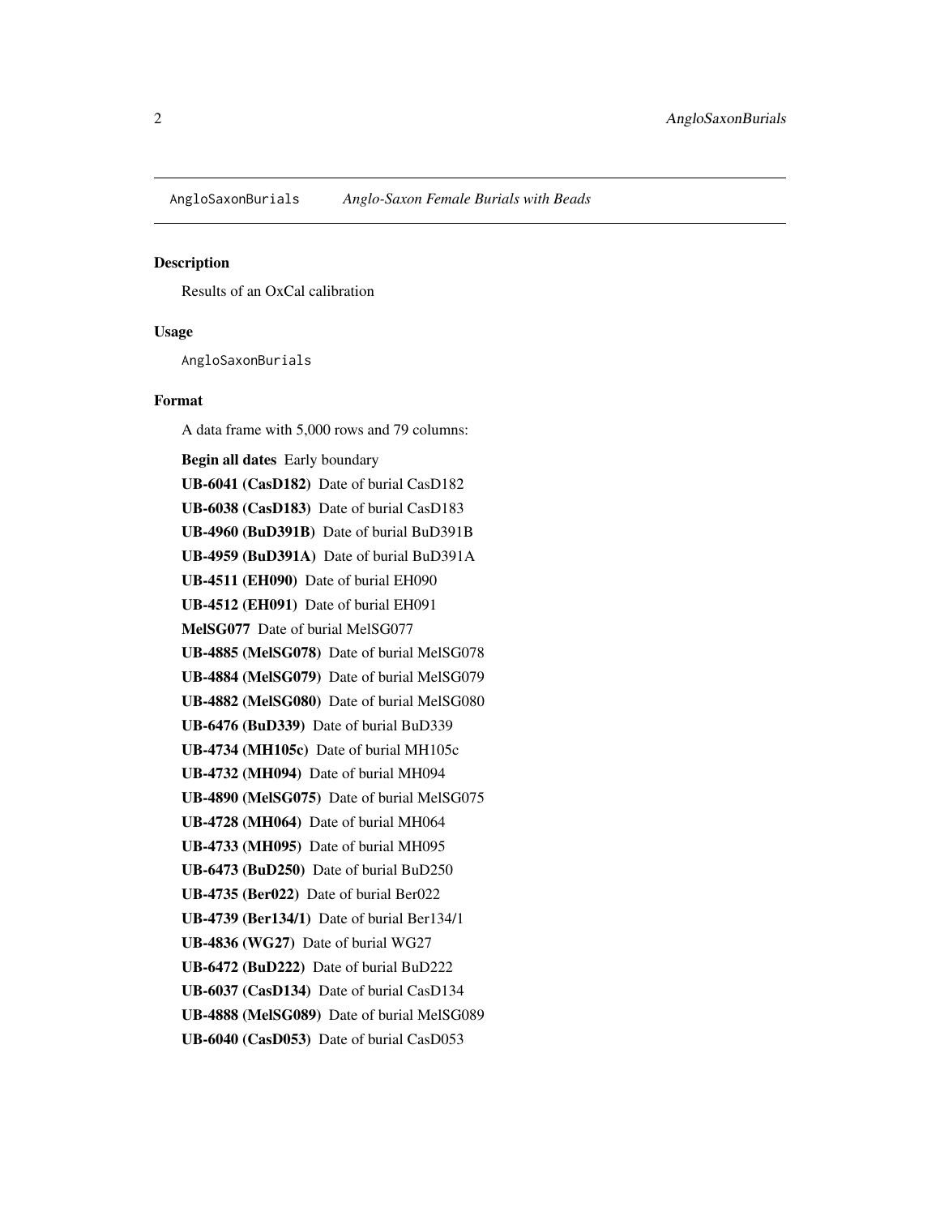`AngloSaxonBurials` *Anglo-Saxon Female Burials with Beads*

### Description

Results of an OxCal calibration

### Usage

```
AngloSaxonBurials
```

### Format

A data frame with 5,000 rows and 79 columns:

**Begin all dates** Early boundary

**UB-6041 (CasD182)** Date of burial CasD182

**UB-6038 (CasD183)** Date of burial CasD183

**UB-4960 (BuD391B)** Date of burial BuD391B

**UB-4959 (BuD391A)** Date of burial BuD391A

**UB-4511 (EH090)** Date of burial EH090

**UB-4512 (EH091)** Date of burial EH091

**MelSG077** Date of burial MelSG077

**UB-4885 (MelSG078)** Date of burial MelSG078

**UB-4884 (MelSG079)** Date of burial MelSG079

**UB-4882 (MelSG080)** Date of burial MelSG080

**UB-6476 (BuD339)** Date of burial BuD339

**UB-4734 (MH105c)** Date of burial MH105c

**UB-4732 (MH094)** Date of burial MH094

**UB-4890 (MelSG075)** Date of burial MelSG075

**UB-4728 (MH064)** Date of burial MH064

**UB-4733 (MH095)** Date of burial MH095

**UB-6473 (BuD250)** Date of burial BuD250

**UB-4735 (Ber022)** Date of burial Ber022

**UB-4739 (Ber134/1)** Date of burial Ber134/1

**UB-4836 (WG27)** Date of burial WG27

**UB-6472 (BuD222)** Date of burial BuD222

**UB-6037 (CasD134)** Date of burial CasD134

**UB-4888 (MelSG089)** Date of burial MelSG089

**UB-6040 (CasD053)** Date of burial CasD053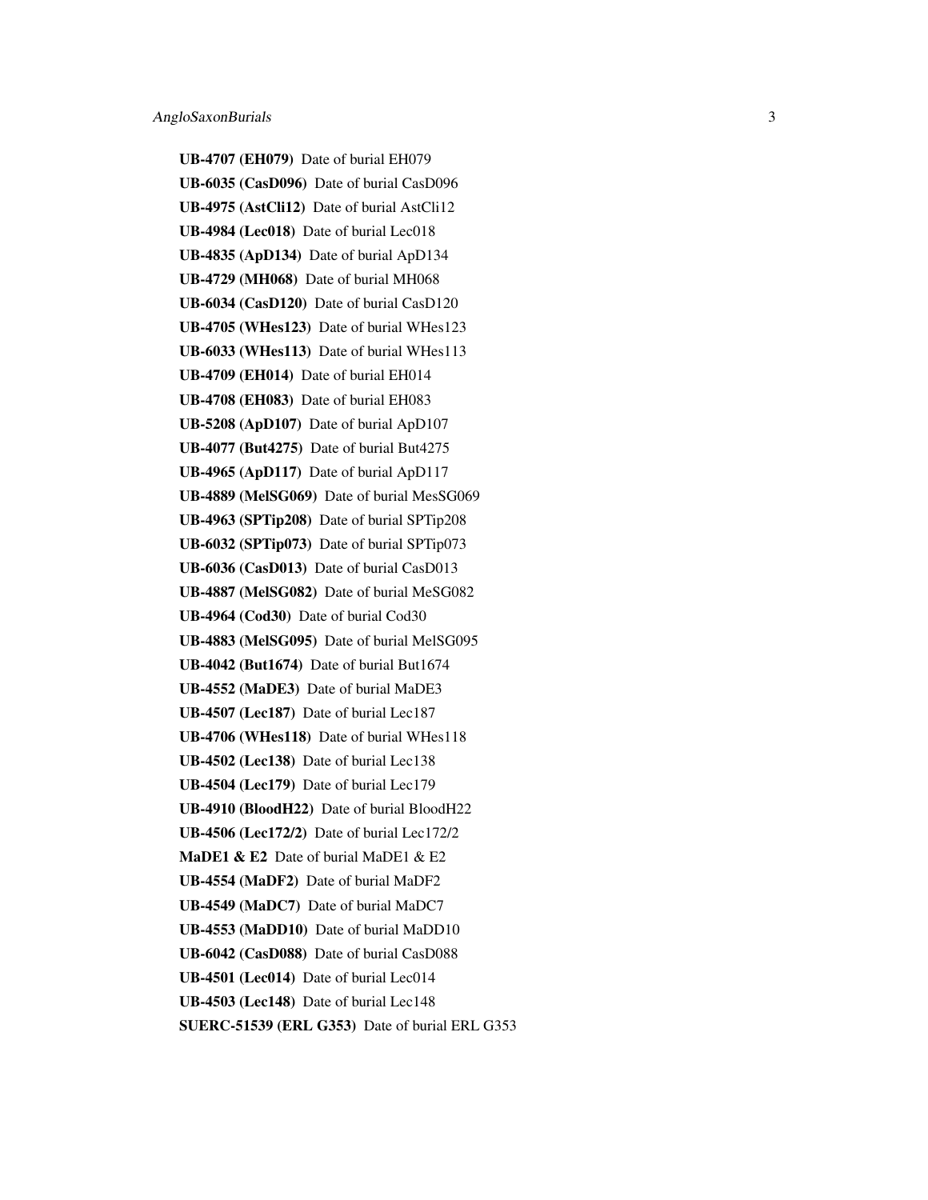**UB-4707 (EH079)** Date of burial EH079

**UB-6035 (CasD096)** Date of burial CasD096

**UB-4975 (AstCli12)** Date of burial AstCli12

**UB-4984 (Lec018)** Date of burial Lec018

**UB-4835 (ApD134)** Date of burial ApD134

**UB-4729 (MH068)** Date of burial MH068

**UB-6034 (CasD120)** Date of burial CasD120

**UB-4705 (WHes123)** Date of burial WHes123

**UB-6033 (WHes113)** Date of burial WHes113

**UB-4709 (EH014)** Date of burial EH014

**UB-4708 (EH083)** Date of burial EH083

**UB-5208 (ApD107)** Date of burial ApD107

**UB-4077 (But4275)** Date of burial But4275

**UB-4965 (ApD117)** Date of burial ApD117

**UB-4889 (MelSG069)** Date of burial MesSG069

**UB-4963 (SPTip208)** Date of burial SPTip208

**UB-6032 (SPTip073)** Date of burial SPTip073

**UB-6036 (CasD013)** Date of burial CasD013

**UB-4887 (MelSG082)** Date of burial MeSG082

**UB-4964 (Cod30)** Date of burial Cod30

**UB-4883 (MelSG095)** Date of burial MelSG095

**UB-4042 (But1674)** Date of burial But1674

**UB-4552 (MaDE3)** Date of burial MaDE3

**UB-4507 (Lec187)** Date of burial Lec187

**UB-4706 (WHes118)** Date of burial WHes118

**UB-4502 (Lec138)** Date of burial Lec138

**UB-4504 (Lec179)** Date of burial Lec179

**UB-4910 (BloodH22)** Date of burial BloodH22

**UB-4506 (Lec172/2)** Date of burial Lec172/2

**MaDE1 & E2** Date of burial MaDE1 & E2

**UB-4554 (MaDF2)** Date of burial MaDF2

**UB-4549 (MaDC7)** Date of burial MaDC7

**UB-4553 (MaDD10)** Date of burial MaDD10

**UB-6042 (CasD088)** Date of burial CasD088

**UB-4501 (Lec014)** Date of burial Lec014

**UB-4503 (Lec148)** Date of burial Lec148

**SUERC-51539 (ERL G353)** Date of burial ERL G353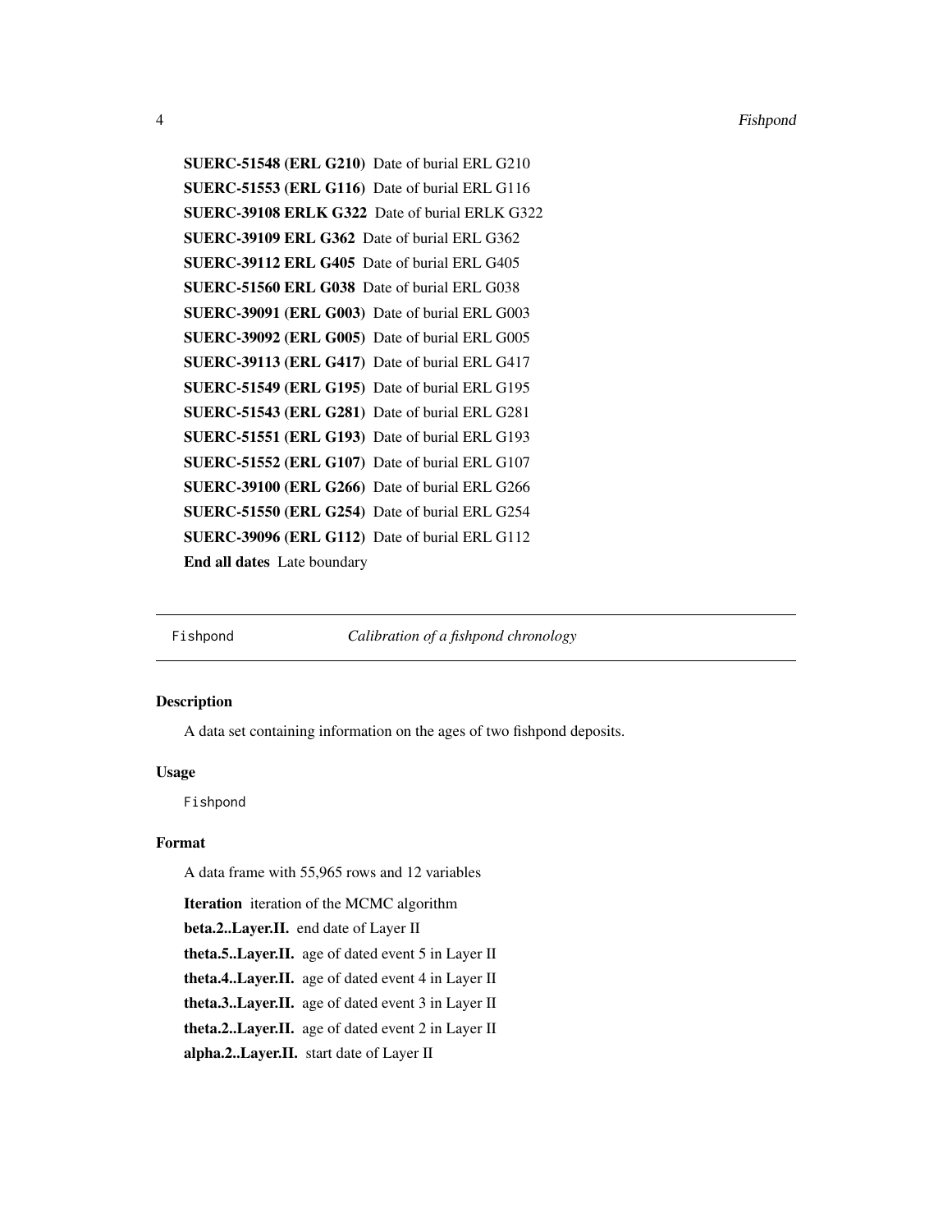**SUERC-51548 (ERL G210)** Date of burial ERL G210

**SUERC-51553 (ERL G116)** Date of burial ERL G116

**SUERC-39108 ERLK G322** Date of burial ERLK G322

**SUERC-39109 ERL G362** Date of burial ERL G362

**SUERC-39112 ERL G405** Date of burial ERL G405

**SUERC-51560 ERL G038** Date of burial ERL G038

**SUERC-39091 (ERL G003)** Date of burial ERL G003

**SUERC-39092 (ERL G005)** Date of burial ERL G005

**SUERC-39113 (ERL G417)** Date of burial ERL G417

**SUERC-51549 (ERL G195)** Date of burial ERL G195

**SUERC-51543 (ERL G281)** Date of burial ERL G281

**SUERC-51551 (ERL G193)** Date of burial ERL G193

**SUERC-51552 (ERL G107)** Date of burial ERL G107

**SUERC-39100 (ERL G266)** Date of burial ERL G266

**SUERC-51550 (ERL G254)** Date of burial ERL G254

**SUERC-39096 (ERL G112)** Date of burial ERL G112

**End all dates** Late boundary

---

Fishpond *Calibration of a fishpond chronology*

---

## Description

A data set containing information on the ages of two fishpond deposits.

## Usage

```
Fishpond
```

## Format

A data frame with 55,965 rows and 12 variables

**Iteration** iteration of the MCMC algorithm

**beta.2..Layer.II.** end date of Layer II

**theta.5..Layer.II.** age of dated event 5 in Layer II

**theta.4..Layer.II.** age of dated event 4 in Layer II

**theta.3..Layer.II.** age of dated event 3 in Layer II

**theta.2..Layer.II.** age of dated event 2 in Layer II

**alpha.2..Layer.II.** start date of Layer II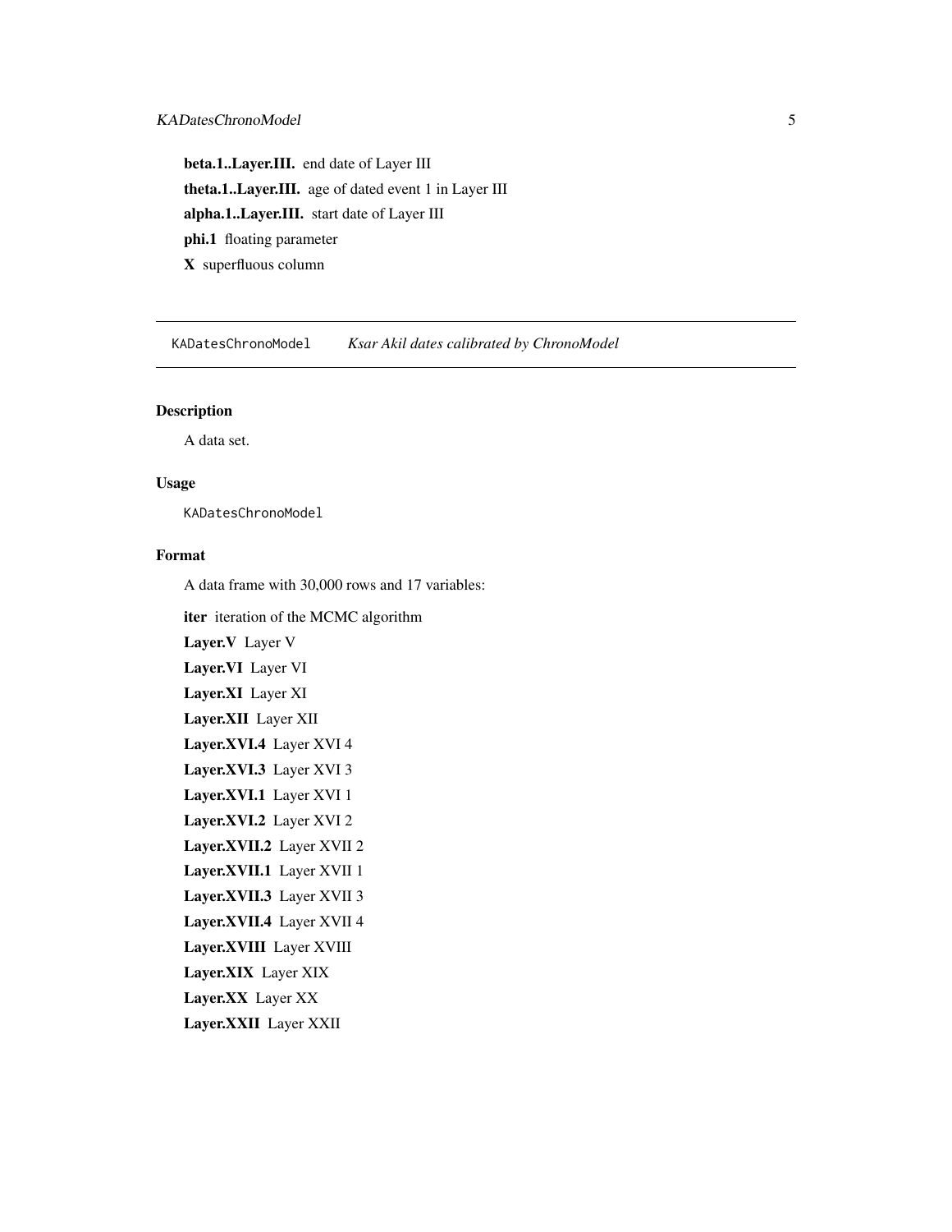**beta.1..Layer.III.** end date of Layer III

**theta.1..Layer.III.** age of dated event 1 in Layer III

**alpha.1..Layer.III.** start date of Layer III

**phi.1** floating parameter

**X** superfluous column

---

KADatesChronoModel &nbsp;&nbsp;&nbsp; *Ksar Akil dates calibrated by ChronoModel*

---

### Description

A data set.

### Usage

```
KADatesChronoModel
```

### Format

A data frame with 30,000 rows and 17 variables:

**iter** iteration of the MCMC algorithm

**Layer.V** Layer V

**Layer.VI** Layer VI

**Layer.XI** Layer XI

**Layer.XII** Layer XII

**Layer.XVI.4** Layer XVI 4

**Layer.XVI.3** Layer XVI 3

**Layer.XVI.1** Layer XVI 1

**Layer.XVI.2** Layer XVI 2

**Layer.XVII.2** Layer XVII 2

**Layer.XVII.1** Layer XVII 1

**Layer.XVII.3** Layer XVII 3

**Layer.XVII.4** Layer XVII 4

**Layer.XVIII** Layer XVIII

**Layer.XIX** Layer XIX

**Layer.XX** Layer XX

**Layer.XXII** Layer XXII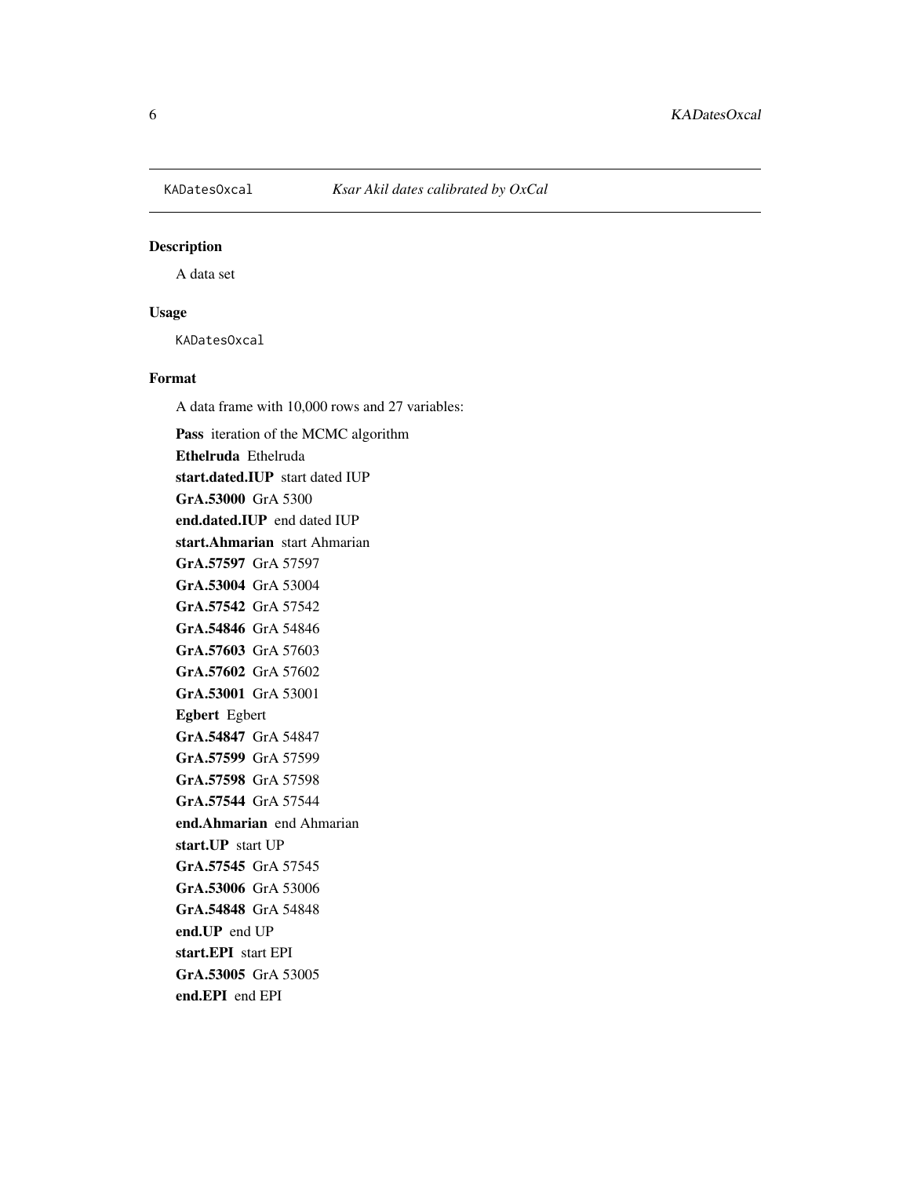`KADatesOxcal` *Ksar Akil dates calibrated by OxCal*

### Description

A data set

### Usage

```
KADatesOxcal
```

### Format

A data frame with 10,000 rows and 27 variables:

**Pass** iteration of the MCMC algorithm

**Ethelruda** Ethelruda

**start.dated.IUP** start dated IUP

**GrA.53000** GrA 5300

**end.dated.IUP** end dated IUP

**start.Ahmarian** start Ahmarian

**GrA.57597** GrA 57597

**GrA.53004** GrA 53004

**GrA.57542** GrA 57542

**GrA.54846** GrA 54846

**GrA.57603** GrA 57603

**GrA.57602** GrA 57602

**GrA.53001** GrA 53001

**Egbert** Egbert

**GrA.54847** GrA 54847

**GrA.57599** GrA 57599

**GrA.57598** GrA 57598

**GrA.57544** GrA 57544

**end.Ahmarian** end Ahmarian

**start.UP** start UP

**GrA.57545** GrA 57545

**GrA.53006** GrA 53006

**GrA.54848** GrA 54848

**end.UP** end UP

**start.EPI** start EPI

**GrA.53005** GrA 53005

**end.EPI** end EPI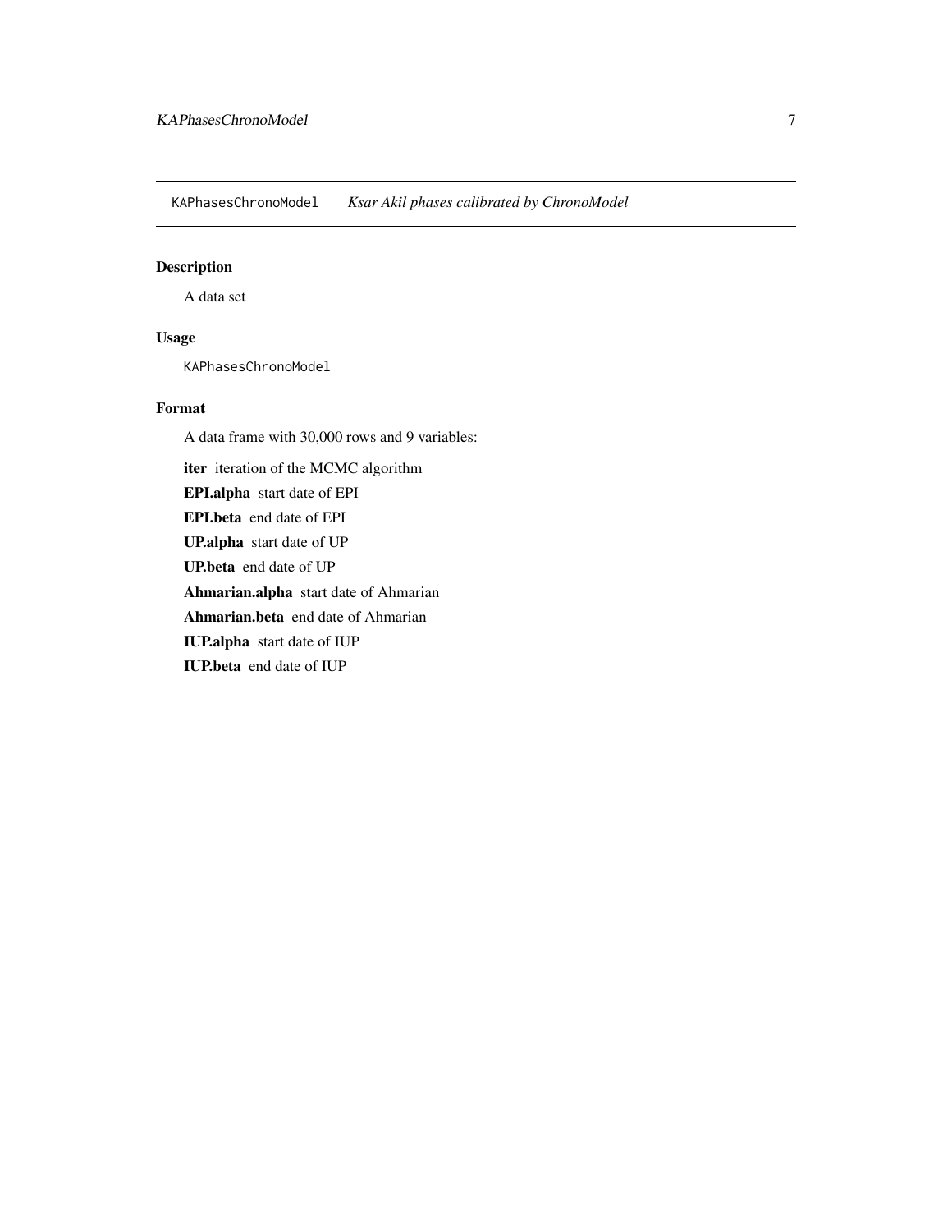KAPhasesChronoModel    *Ksar Akil phases calibrated by ChronoModel*

### Description

A data set

### Usage

```
KAPhasesChronoModel
```

### Format

A data frame with 30,000 rows and 9 variables:

**iter** iteration of the MCMC algorithm

**EPI.alpha** start date of EPI

**EPI.beta** end date of EPI

**UP.alpha** start date of UP

**UP.beta** end date of UP

**Ahmarian.alpha** start date of Ahmarian

**Ahmarian.beta** end date of Ahmarian

**IUP.alpha** start date of IUP

**IUP.beta** end date of IUP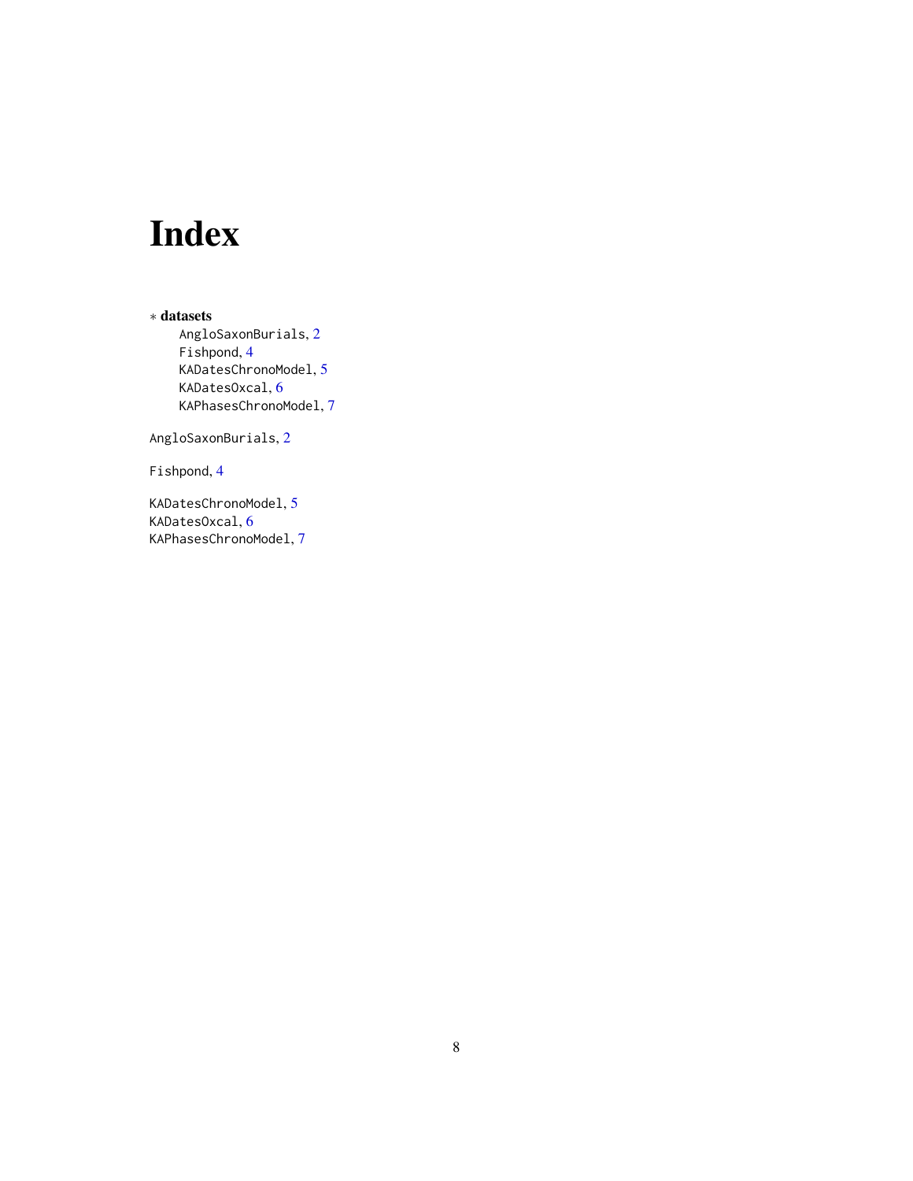# Index

∗ **datasets**

AngloSaxonBurials, 2
Fishpond, 4
KADatesChronoModel, 5
KADatesOxcal, 6
KAPhasesChronoModel, 7

AngloSaxonBurials, 2

Fishpond, 4

KADatesChronoModel, 5
KADatesOxcal, 6
KAPhasesChronoModel, 7